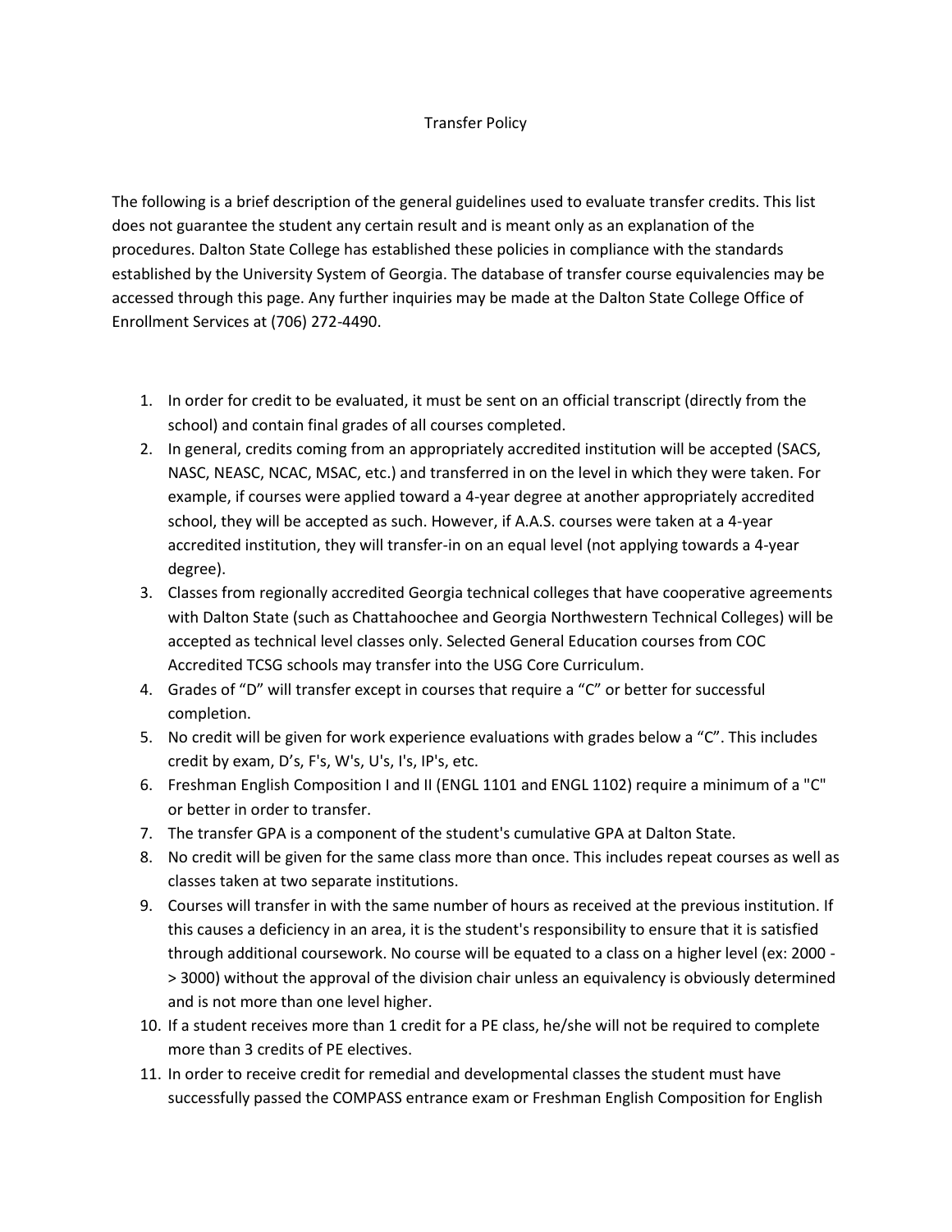# Transfer Policy

The following is a brief description of the general guidelines used to evaluate transfer credits. This list does not guarantee the student any certain result and is meant only as an explanation of the procedures. Dalton State College has established these policies in compliance with the standards established by the University System of Georgia. The database of transfer course equivalencies may be accessed through this page. Any further inquiries may be made at the Dalton State College Office of Enrollment Services at (706) 272-4490.

1. In order for credit to be evaluated, it must be sent on an official transcript (directly from the school) and contain final grades of all courses completed.
2. In general, credits coming from an appropriately accredited institution will be accepted (SACS, NASC, NEASC, NCAC, MSAC, etc.) and transferred in on the level in which they were taken. For example, if courses were applied toward a 4-year degree at another appropriately accredited school, they will be accepted as such. However, if A.A.S. courses were taken at a 4-year accredited institution, they will transfer-in on an equal level (not applying towards a 4-year degree).
3. Classes from regionally accredited Georgia technical colleges that have cooperative agreements with Dalton State (such as Chattahoochee and Georgia Northwestern Technical Colleges) will be accepted as technical level classes only. Selected General Education courses from COC Accredited TCSG schools may transfer into the USG Core Curriculum.
4. Grades of "D" will transfer except in courses that require a "C" or better for successful completion.
5. No credit will be given for work experience evaluations with grades below a "C". This includes credit by exam, D's, F's, W's, U's, I's, IP's, etc.
6. Freshman English Composition I and II (ENGL 1101 and ENGL 1102) require a minimum of a "C" or better in order to transfer.
7. The transfer GPA is a component of the student's cumulative GPA at Dalton State.
8. No credit will be given for the same class more than once. This includes repeat courses as well as classes taken at two separate institutions.
9. Courses will transfer in with the same number of hours as received at the previous institution. If this causes a deficiency in an area, it is the student's responsibility to ensure that it is satisfied through additional coursework. No course will be equated to a class on a higher level (ex: 2000 -> 3000) without the approval of the division chair unless an equivalency is obviously determined and is not more than one level higher.
10. If a student receives more than 1 credit for a PE class, he/she will not be required to complete more than 3 credits of PE electives.
11. In order to receive credit for remedial and developmental classes the student must have successfully passed the COMPASS entrance exam or Freshman English Composition for English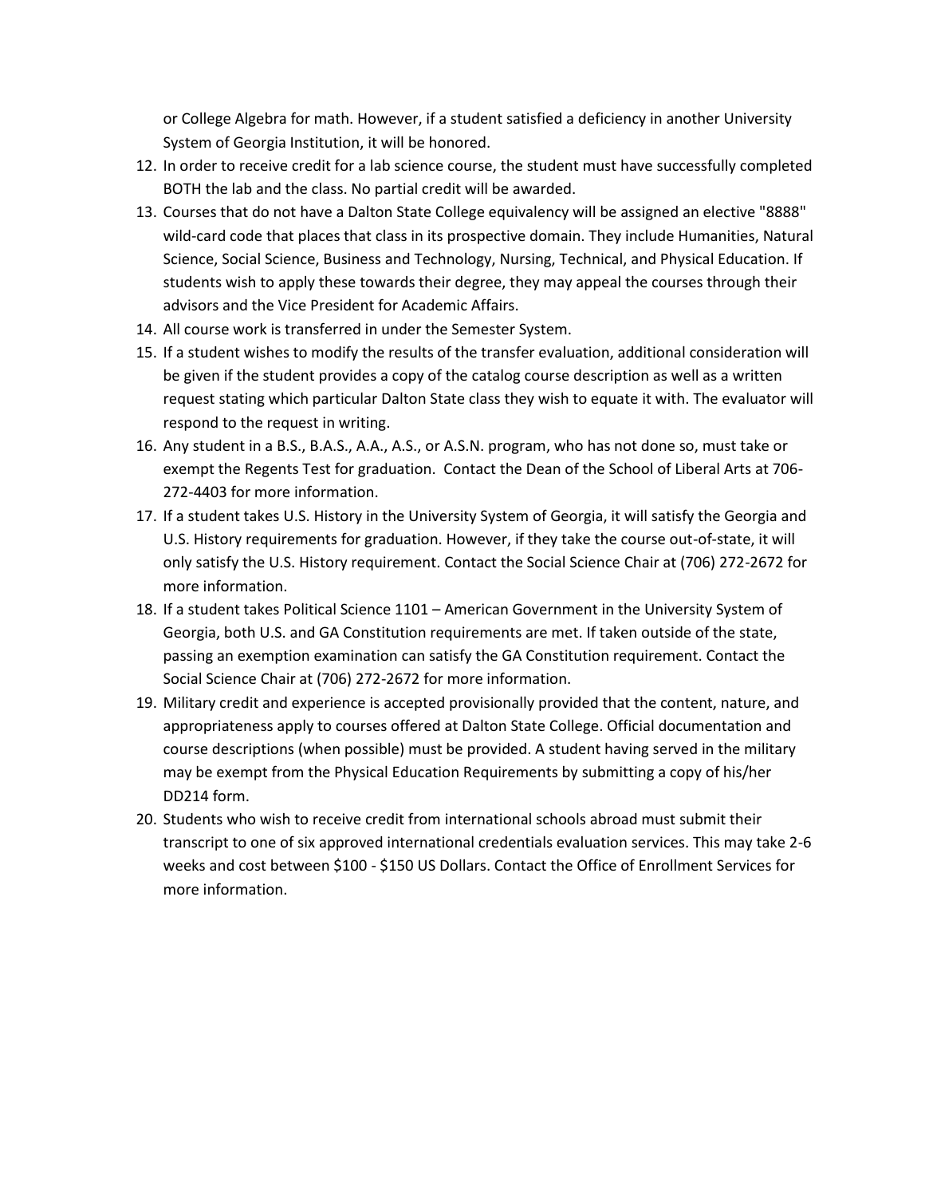or College Algebra for math. However, if a student satisfied a deficiency in another University System of Georgia Institution, it will be honored.

12. In order to receive credit for a lab science course, the student must have successfully completed BOTH the lab and the class. No partial credit will be awarded.
13. Courses that do not have a Dalton State College equivalency will be assigned an elective "8888" wild-card code that places that class in its prospective domain. They include Humanities, Natural Science, Social Science, Business and Technology, Nursing, Technical, and Physical Education. If students wish to apply these towards their degree, they may appeal the courses through their advisors and the Vice President for Academic Affairs.
14. All course work is transferred in under the Semester System.
15. If a student wishes to modify the results of the transfer evaluation, additional consideration will be given if the student provides a copy of the catalog course description as well as a written request stating which particular Dalton State class they wish to equate it with. The evaluator will respond to the request in writing.
16. Any student in a B.S., B.A.S., A.A., A.S., or A.S.N. program, who has not done so, must take or exempt the Regents Test for graduation. Contact the Dean of the School of Liberal Arts at 706-272-4403 for more information.
17. If a student takes U.S. History in the University System of Georgia, it will satisfy the Georgia and U.S. History requirements for graduation. However, if they take the course out-of-state, it will only satisfy the U.S. History requirement. Contact the Social Science Chair at (706) 272-2672 for more information.
18. If a student takes Political Science 1101 – American Government in the University System of Georgia, both U.S. and GA Constitution requirements are met. If taken outside of the state, passing an exemption examination can satisfy the GA Constitution requirement. Contact the Social Science Chair at (706) 272-2672 for more information.
19. Military credit and experience is accepted provisionally provided that the content, nature, and appropriateness apply to courses offered at Dalton State College. Official documentation and course descriptions (when possible) must be provided. A student having served in the military may be exempt from the Physical Education Requirements by submitting a copy of his/her DD214 form.
20. Students who wish to receive credit from international schools abroad must submit their transcript to one of six approved international credentials evaluation services. This may take 2-6 weeks and cost between $100 - $150 US Dollars. Contact the Office of Enrollment Services for more information.